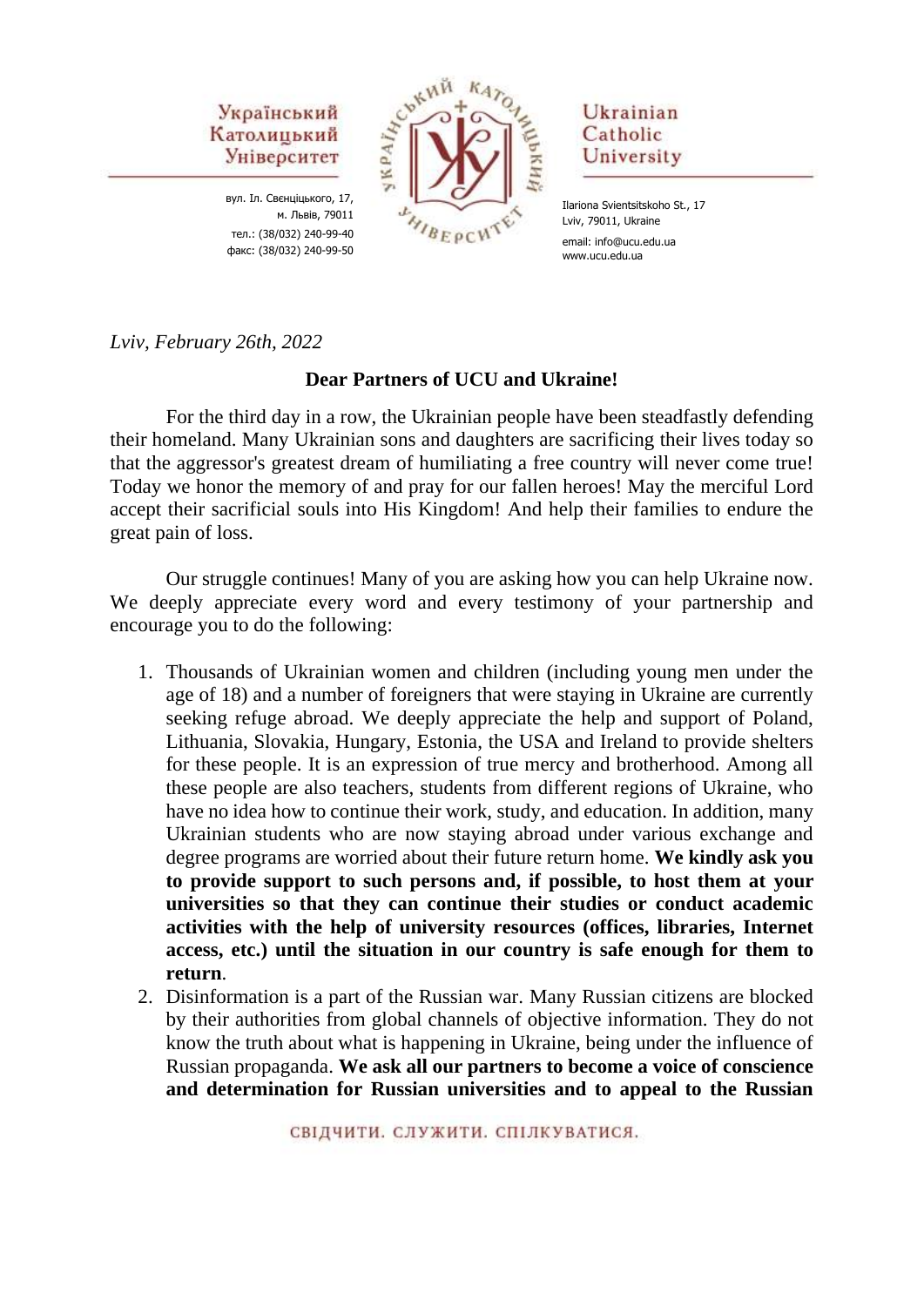Український Католицький Університет

вул. Іл. Свєнціцького, 17,
м. Львів, 79011
тел.: (38/032) 240-99-40
факс: (38/032) 240-99-50

Ukrainian Catholic University

Ilariona Svientsitskoho St., 17
Lviv, 79011, Ukraine
email: info@ucu.edu.ua
www.ucu.edu.ua

*Lviv, February 26th, 2022*

**Dear Partners of UCU and Ukraine!**

For the third day in a row, the Ukrainian people have been steadfastly defending their homeland. Many Ukrainian sons and daughters are sacrificing their lives today so that the aggressor's greatest dream of humiliating a free country will never come true! Today we honor the memory of and pray for our fallen heroes! May the merciful Lord accept their sacrificial souls into His Kingdom! And help their families to endure the great pain of loss.

Our struggle continues! Many of you are asking how you can help Ukraine now. We deeply appreciate every word and every testimony of your partnership and encourage you to do the following:

1. Thousands of Ukrainian women and children (including young men under the age of 18) and a number of foreigners that were staying in Ukraine are currently seeking refuge abroad. We deeply appreciate the help and support of Poland, Lithuania, Slovakia, Hungary, Estonia, the USA and Ireland to provide shelters for these people. It is an expression of true mercy and brotherhood. Among all these people are also teachers, students from different regions of Ukraine, who have no idea how to continue their work, study, and education. In addition, many Ukrainian students who are now staying abroad under various exchange and degree programs are worried about their future return home. **We kindly ask you to provide support to such persons and, if possible, to host them at your universities so that they can continue their studies or conduct academic activities with the help of university resources (offices, libraries, Internet access, etc.) until the situation in our country is safe enough for them to return**.
2. Disinformation is a part of the Russian war. Many Russian citizens are blocked by their authorities from global channels of objective information. They do not know the truth about what is happening in Ukraine, being under the influence of Russian propaganda. **We ask all our partners to become a voice of conscience and determination for Russian universities and to appeal to the Russian**

СВІДЧИТИ. СЛУЖИТИ. СПІЛКУВАТИСЯ.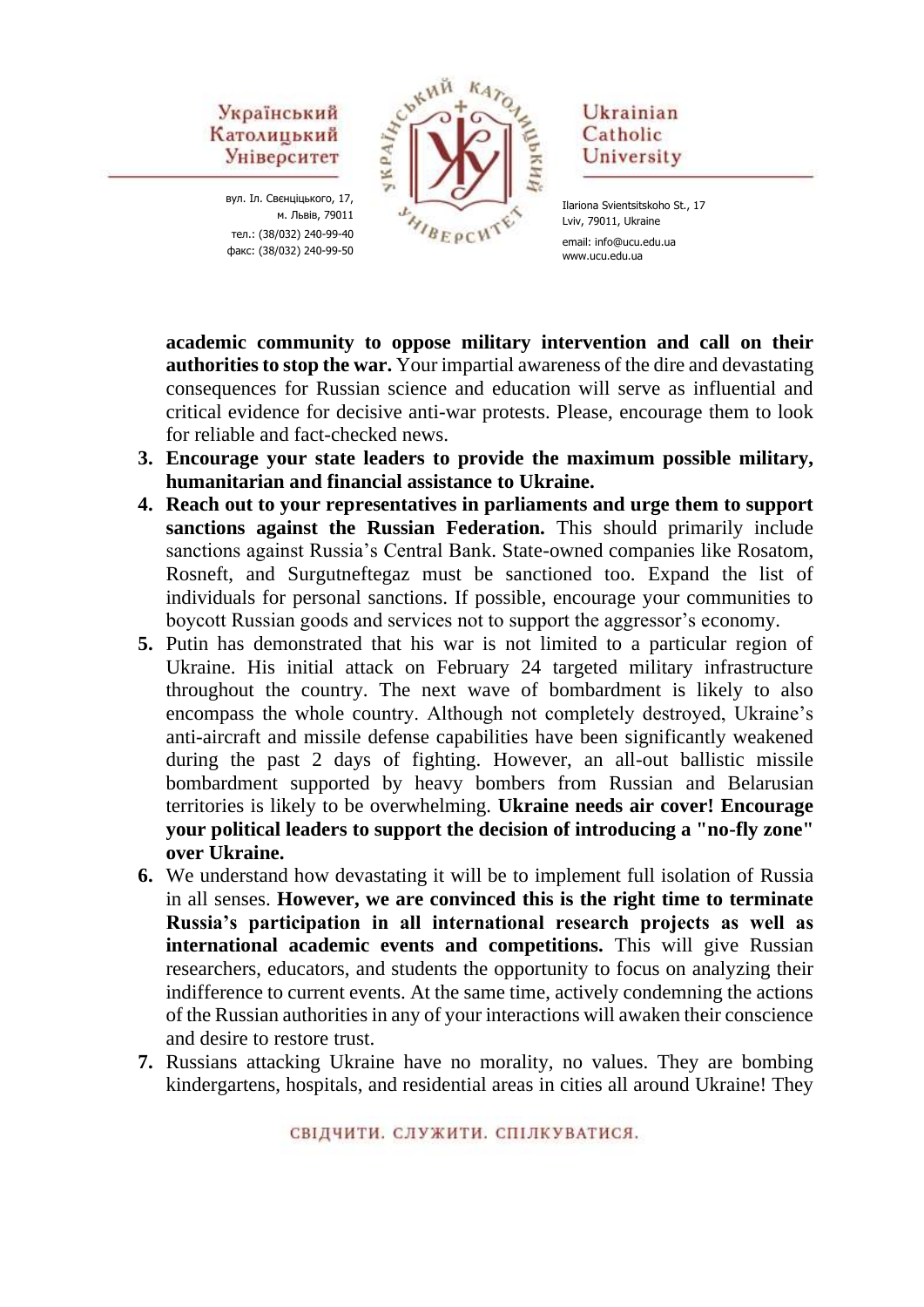**academic community to oppose military intervention and call on their authorities to stop the war.** Your impartial awareness of the dire and devastating consequences for Russian science and education will serve as influential and critical evidence for decisive anti-war protests. Please, encourage them to look for reliable and fact-checked news.

3. **Encourage your state leaders to provide the maximum possible military, humanitarian and financial assistance to Ukraine.**
4. **Reach out to your representatives in parliaments and urge them to support sanctions against the Russian Federation.** This should primarily include sanctions against Russia's Central Bank. State-owned companies like Rosatom, Rosneft, and Surgutneftegaz must be sanctioned too. Expand the list of individuals for personal sanctions. If possible, encourage your communities to boycott Russian goods and services not to support the aggressor's economy.
5. Putin has demonstrated that his war is not limited to a particular region of Ukraine. His initial attack on February 24 targeted military infrastructure throughout the country. The next wave of bombardment is likely to also encompass the whole country. Although not completely destroyed, Ukraine's anti-aircraft and missile defense capabilities have been significantly weakened during the past 2 days of fighting. However, an all-out ballistic missile bombardment supported by heavy bombers from Russian and Belarusian territories is likely to be overwhelming. **Ukraine needs air cover! Encourage your political leaders to support the decision of introducing a "no-fly zone" over Ukraine.**
6. We understand how devastating it will be to implement full isolation of Russia in all senses. **However, we are convinced this is the right time to terminate Russia's participation in all international research projects as well as international academic events and competitions.** This will give Russian researchers, educators, and students the opportunity to focus on analyzing their indifference to current events. At the same time, actively condemning the actions of the Russian authorities in any of your interactions will awaken their conscience and desire to restore trust.
7. Russians attacking Ukraine have no morality, no values. They are bombing kindergartens, hospitals, and residential areas in cities all around Ukraine! They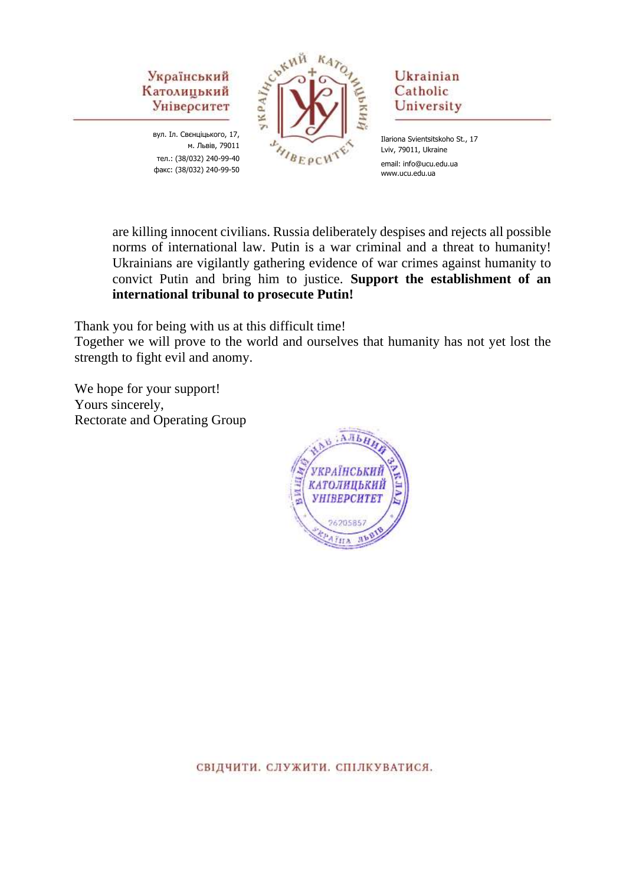are killing innocent civilians. Russia deliberately despises and rejects all possible norms of international law. Putin is a war criminal and a threat to humanity! Ukrainians are vigilantly gathering evidence of war crimes against humanity to convict Putin and bring him to justice. **Support the establishment of an international tribunal to prosecute Putin!**

Thank you for being with us at this difficult time!
Together we will prove to the world and ourselves that humanity has not yet lost the strength to fight evil and anomy.

We hope for your support!
Yours sincerely,
Rectorate and Operating Group